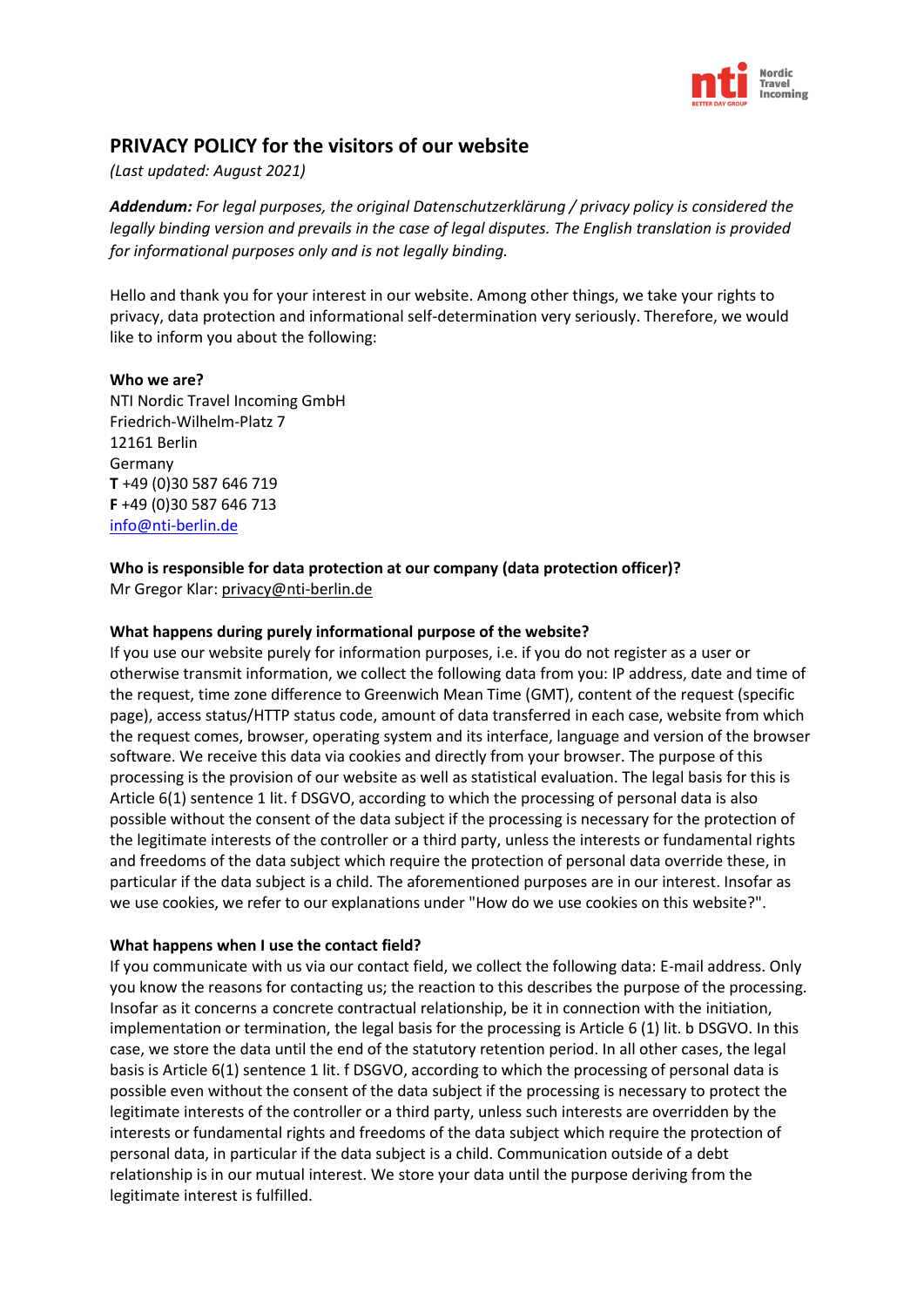# PRIVACY POLICY for the visitors of our website

*(Last updated: August 2021)*

***Addendum:** For legal purposes, the original Datenschutzerklärung / privacy policy is considered the legally binding version and prevails in the case of legal disputes. The English translation is provided for informational purposes only and is not legally binding.*

Hello and thank you for your interest in our website. Among other things, we take your rights to privacy, data protection and informational self-determination very seriously. Therefore, we would like to inform you about the following:

**Who we are?**
NTI Nordic Travel Incoming GmbH
Friedrich-Wilhelm-Platz 7
12161 Berlin
Germany
**T** +49 (0)30 587 646 719
**F** +49 (0)30 587 646 713
info@nti-berlin.de

**Who is responsible for data protection at our company (data protection officer)?**
Mr Gregor Klar: privacy@nti-berlin.de

**What happens during purely informational purpose of the website?**
If you use our website purely for information purposes, i.e. if you do not register as a user or otherwise transmit information, we collect the following data from you: IP address, date and time of the request, time zone difference to Greenwich Mean Time (GMT), content of the request (specific page), access status/HTTP status code, amount of data transferred in each case, website from which the request comes, browser, operating system and its interface, language and version of the browser software. We receive this data via cookies and directly from your browser. The purpose of this processing is the provision of our website as well as statistical evaluation. The legal basis for this is Article 6(1) sentence 1 lit. f DSGVO, according to which the processing of personal data is also possible without the consent of the data subject if the processing is necessary for the protection of the legitimate interests of the controller or a third party, unless the interests or fundamental rights and freedoms of the data subject which require the protection of personal data override these, in particular if the data subject is a child. The aforementioned purposes are in our interest. Insofar as we use cookies, we refer to our explanations under "How do we use cookies on this website?".

**What happens when I use the contact field?**
If you communicate with us via our contact field, we collect the following data: E-mail address. Only you know the reasons for contacting us; the reaction to this describes the purpose of the processing. Insofar as it concerns a concrete contractual relationship, be it in connection with the initiation, implementation or termination, the legal basis for the processing is Article 6 (1) lit. b DSGVO. In this case, we store the data until the end of the statutory retention period. In all other cases, the legal basis is Article 6(1) sentence 1 lit. f DSGVO, according to which the processing of personal data is possible even without the consent of the data subject if the processing is necessary to protect the legitimate interests of the controller or a third party, unless such interests are overridden by the interests or fundamental rights and freedoms of the data subject which require the protection of personal data, in particular if the data subject is a child. Communication outside of a debt relationship is in our mutual interest. We store your data until the purpose deriving from the legitimate interest is fulfilled.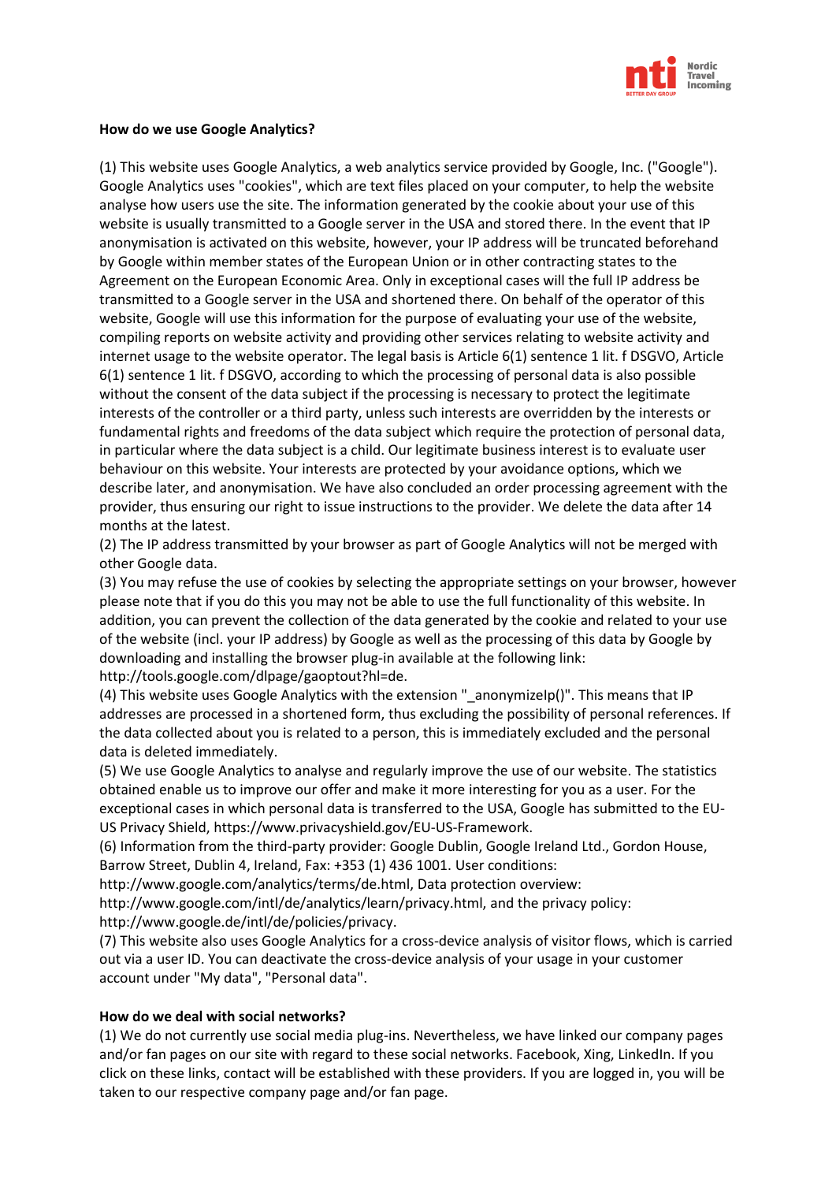**How do we use Google Analytics?**

(1) This website uses Google Analytics, a web analytics service provided by Google, Inc. ("Google"). Google Analytics uses "cookies", which are text files placed on your computer, to help the website analyse how users use the site. The information generated by the cookie about your use of this website is usually transmitted to a Google server in the USA and stored there. In the event that IP anonymisation is activated on this website, however, your IP address will be truncated beforehand by Google within member states of the European Union or in other contracting states to the Agreement on the European Economic Area. Only in exceptional cases will the full IP address be transmitted to a Google server in the USA and shortened there. On behalf of the operator of this website, Google will use this information for the purpose of evaluating your use of the website, compiling reports on website activity and providing other services relating to website activity and internet usage to the website operator. The legal basis is Article 6(1) sentence 1 lit. f DSGVO, Article 6(1) sentence 1 lit. f DSGVO, according to which the processing of personal data is also possible without the consent of the data subject if the processing is necessary to protect the legitimate interests of the controller or a third party, unless such interests are overridden by the interests or fundamental rights and freedoms of the data subject which require the protection of personal data, in particular where the data subject is a child. Our legitimate business interest is to evaluate user behaviour on this website. Your interests are protected by your avoidance options, which we describe later, and anonymisation. We have also concluded an order processing agreement with the provider, thus ensuring our right to issue instructions to the provider. We delete the data after 14 months at the latest.
(2) The IP address transmitted by your browser as part of Google Analytics will not be merged with other Google data.
(3) You may refuse the use of cookies by selecting the appropriate settings on your browser, however please note that if you do this you may not be able to use the full functionality of this website. In addition, you can prevent the collection of the data generated by the cookie and related to your use of the website (incl. your IP address) by Google as well as the processing of this data by Google by downloading and installing the browser plug-in available at the following link: http://tools.google.com/dlpage/gaoptout?hl=de.
(4) This website uses Google Analytics with the extension "_anonymizeIp()". This means that IP addresses are processed in a shortened form, thus excluding the possibility of personal references. If the data collected about you is related to a person, this is immediately excluded and the personal data is deleted immediately.
(5) We use Google Analytics to analyse and regularly improve the use of our website. The statistics obtained enable us to improve our offer and make it more interesting for you as a user. For the exceptional cases in which personal data is transferred to the USA, Google has submitted to the EU-US Privacy Shield, https://www.privacyshield.gov/EU-US-Framework.
(6) Information from the third-party provider: Google Dublin, Google Ireland Ltd., Gordon House, Barrow Street, Dublin 4, Ireland, Fax: +353 (1) 436 1001. User conditions: http://www.google.com/analytics/terms/de.html, Data protection overview: http://www.google.com/intl/de/analytics/learn/privacy.html, and the privacy policy: http://www.google.de/intl/de/policies/privacy.
(7) This website also uses Google Analytics for a cross-device analysis of visitor flows, which is carried out via a user ID. You can deactivate the cross-device analysis of your usage in your customer account under "My data", "Personal data".

**How do we deal with social networks?**

(1) We do not currently use social media plug-ins. Nevertheless, we have linked our company pages and/or fan pages on our site with regard to these social networks. Facebook, Xing, LinkedIn. If you click on these links, contact will be established with these providers. If you are logged in, you will be taken to our respective company page and/or fan page.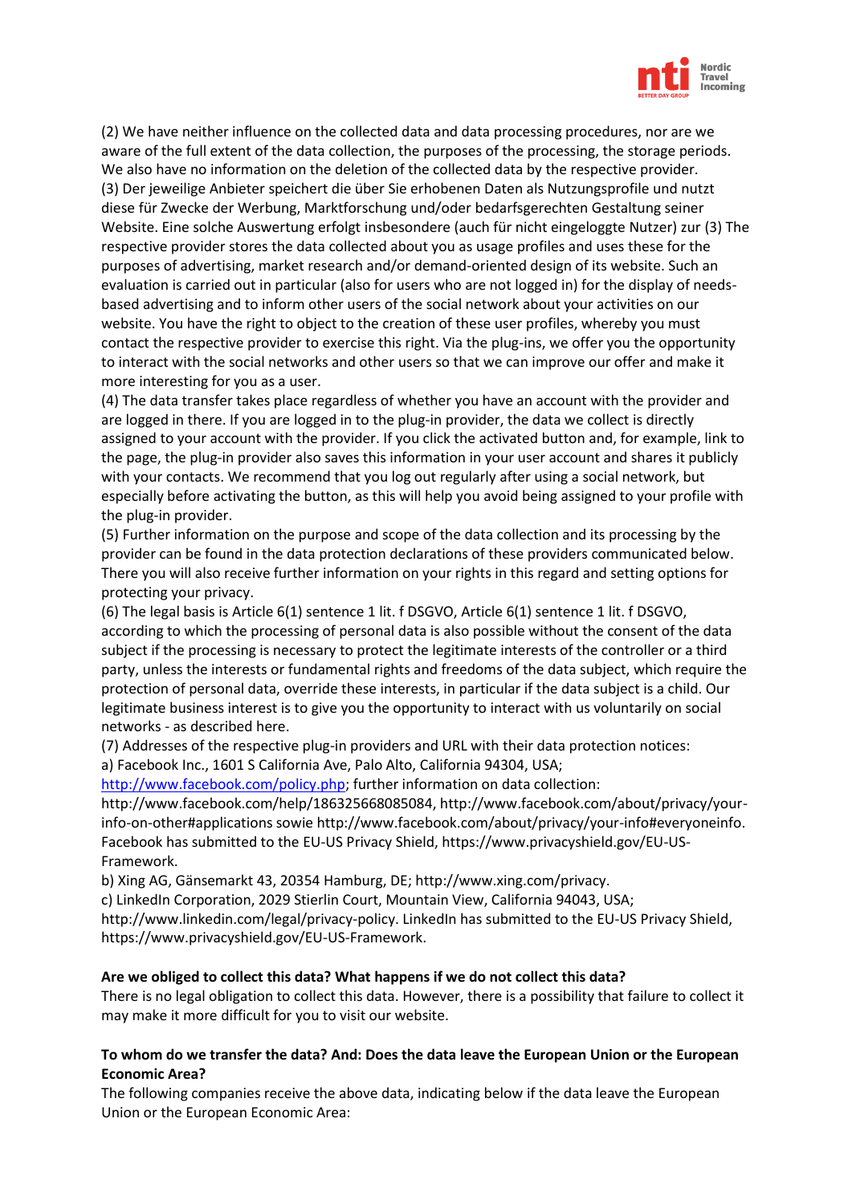(2) We have neither influence on the collected data and data processing procedures, nor are we aware of the full extent of the data collection, the purposes of the processing, the storage periods. We also have no information on the deletion of the collected data by the respective provider.
(3) Der jeweilige Anbieter speichert die über Sie erhobenen Daten als Nutzungsprofile und nutzt diese für Zwecke der Werbung, Marktforschung und/oder bedarfsgerechten Gestaltung seiner Website. Eine solche Auswertung erfolgt insbesondere (auch für nicht eingeloggte Nutzer) zur (3) The respective provider stores the data collected about you as usage profiles and uses these for the purposes of advertising, market research and/or demand-oriented design of its website. Such an evaluation is carried out in particular (also for users who are not logged in) for the display of needs-based advertising and to inform other users of the social network about your activities on our website. You have the right to object to the creation of these user profiles, whereby you must contact the respective provider to exercise this right. Via the plug-ins, we offer you the opportunity to interact with the social networks and other users so that we can improve our offer and make it more interesting for you as a user.
(4) The data transfer takes place regardless of whether you have an account with the provider and are logged in there. If you are logged in to the plug-in provider, the data we collect is directly assigned to your account with the provider. If you click the activated button and, for example, link to the page, the plug-in provider also saves this information in your user account and shares it publicly with your contacts. We recommend that you log out regularly after using a social network, but especially before activating the button, as this will help you avoid being assigned to your profile with the plug-in provider.
(5) Further information on the purpose and scope of the data collection and its processing by the provider can be found in the data protection declarations of these providers communicated below. There you will also receive further information on your rights in this regard and setting options for protecting your privacy.
(6) The legal basis is Article 6(1) sentence 1 lit. f DSGVO, Article 6(1) sentence 1 lit. f DSGVO, according to which the processing of personal data is also possible without the consent of the data subject if the processing is necessary to protect the legitimate interests of the controller or a third party, unless the interests or fundamental rights and freedoms of the data subject, which require the protection of personal data, override these interests, in particular if the data subject is a child. Our legitimate business interest is to give you the opportunity to interact with us voluntarily on social networks - as described here.
(7) Addresses of the respective plug-in providers and URL with their data protection notices:
a) Facebook Inc., 1601 S California Ave, Palo Alto, California 94304, USA;
http://www.facebook.com/policy.php; further information on data collection:
http://www.facebook.com/help/186325668085084, http://www.facebook.com/about/privacy/your-info-on-other#applications sowie http://www.facebook.com/about/privacy/your-info#everyoneinfo. Facebook has submitted to the EU-US Privacy Shield, https://www.privacyshield.gov/EU-US-Framework.
b) Xing AG, Gänsemarkt 43, 20354 Hamburg, DE; http://www.xing.com/privacy.
c) LinkedIn Corporation, 2029 Stierlin Court, Mountain View, California 94043, USA;
http://www.linkedin.com/legal/privacy-policy. LinkedIn has submitted to the EU-US Privacy Shield, https://www.privacyshield.gov/EU-US-Framework.

**Are we obliged to collect this data? What happens if we do not collect this data?**
There is no legal obligation to collect this data. However, there is a possibility that failure to collect it may make it more difficult for you to visit our website.

**To whom do we transfer the data? And: Does the data leave the European Union or the European Economic Area?**
The following companies receive the above data, indicating below if the data leave the European Union or the European Economic Area: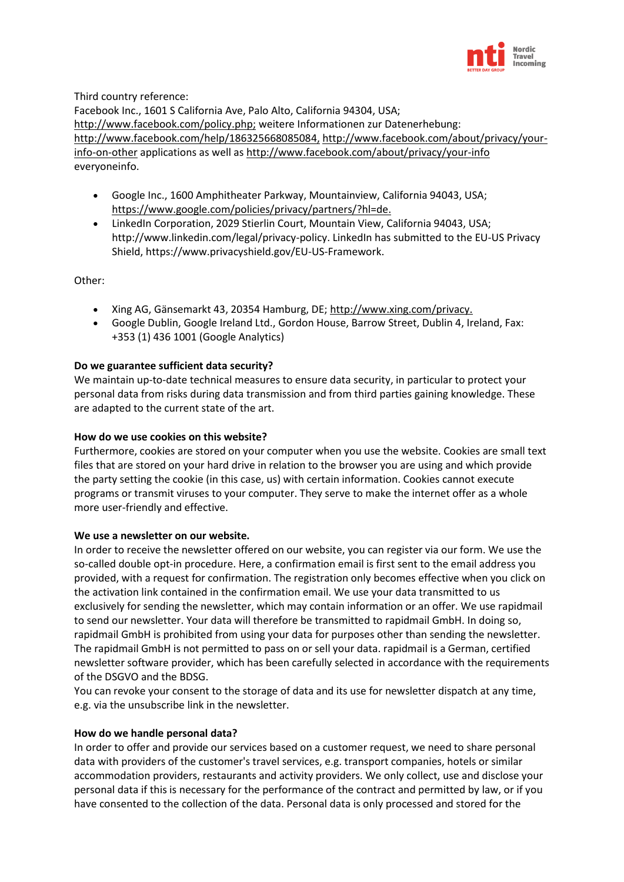Third country reference:
Facebook Inc., 1601 S California Ave, Palo Alto, California 94304, USA;
http://www.facebook.com/policy.php; weitere Informationen zur Datenerhebung:
http://www.facebook.com/help/186325668085084, http://www.facebook.com/about/privacy/your-info-on-other applications as well as http://www.facebook.com/about/privacy/your-info everyoneinfo.

- Google Inc., 1600 Amphitheater Parkway, Mountainview, California 94043, USA; https://www.google.com/policies/privacy/partners/?hl=de.
- LinkedIn Corporation, 2029 Stierlin Court, Mountain View, California 94043, USA; http://www.linkedin.com/legal/privacy-policy. LinkedIn has submitted to the EU-US Privacy Shield, https://www.privacyshield.gov/EU-US-Framework.

Other:

- Xing AG, Gänsemarkt 43, 20354 Hamburg, DE; http://www.xing.com/privacy.
- Google Dublin, Google Ireland Ltd., Gordon House, Barrow Street, Dublin 4, Ireland, Fax: +353 (1) 436 1001 (Google Analytics)

**Do we guarantee sufficient data security?**
We maintain up-to-date technical measures to ensure data security, in particular to protect your personal data from risks during data transmission and from third parties gaining knowledge. These are adapted to the current state of the art.

**How do we use cookies on this website?**
Furthermore, cookies are stored on your computer when you use the website. Cookies are small text files that are stored on your hard drive in relation to the browser you are using and which provide the party setting the cookie (in this case, us) with certain information. Cookies cannot execute programs or transmit viruses to your computer. They serve to make the internet offer as a whole more user-friendly and effective.

**We use a newsletter on our website.**
In order to receive the newsletter offered on our website, you can register via our form. We use the so-called double opt-in procedure. Here, a confirmation email is first sent to the email address you provided, with a request for confirmation. The registration only becomes effective when you click on the activation link contained in the confirmation email. We use your data transmitted to us exclusively for sending the newsletter, which may contain information or an offer. We use rapidmail to send our newsletter. Your data will therefore be transmitted to rapidmail GmbH. In doing so, rapidmail GmbH is prohibited from using your data for purposes other than sending the newsletter. The rapidmail GmbH is not permitted to pass on or sell your data. rapidmail is a German, certified newsletter software provider, which has been carefully selected in accordance with the requirements of the DSGVO and the BDSG.
You can revoke your consent to the storage of data and its use for newsletter dispatch at any time, e.g. via the unsubscribe link in the newsletter.

**How do we handle personal data?**
In order to offer and provide our services based on a customer request, we need to share personal data with providers of the customer's travel services, e.g. transport companies, hotels or similar accommodation providers, restaurants and activity providers. We only collect, use and disclose your personal data if this is necessary for the performance of the contract and permitted by law, or if you have consented to the collection of the data. Personal data is only processed and stored for the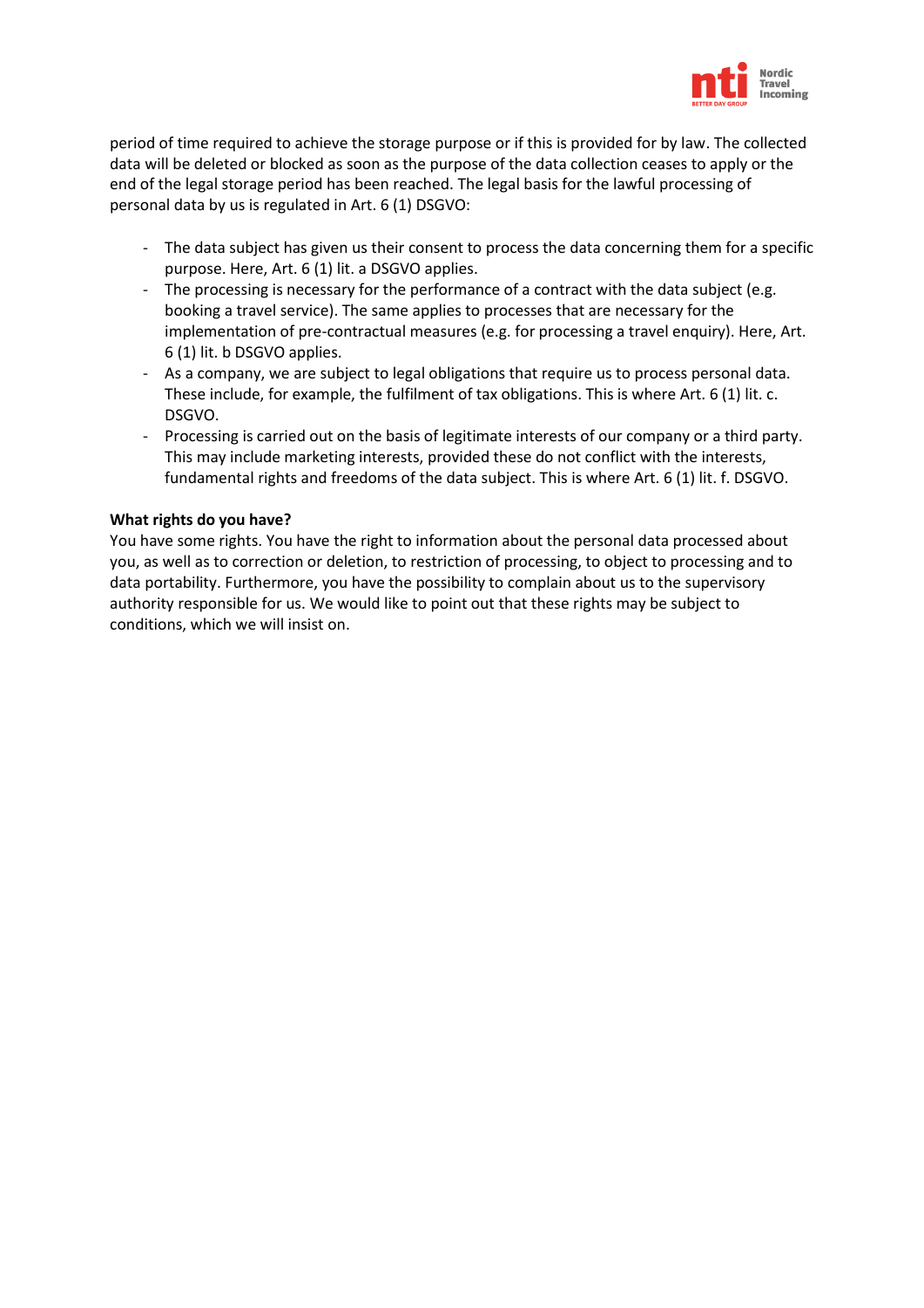period of time required to achieve the storage purpose or if this is provided for by law. The collected data will be deleted or blocked as soon as the purpose of the data collection ceases to apply or the end of the legal storage period has been reached. The legal basis for the lawful processing of personal data by us is regulated in Art. 6 (1) DSGVO:

- The data subject has given us their consent to process the data concerning them for a specific purpose. Here, Art. 6 (1) lit. a DSGVO applies.
- The processing is necessary for the performance of a contract with the data subject (e.g. booking a travel service). The same applies to processes that are necessary for the implementation of pre-contractual measures (e.g. for processing a travel enquiry). Here, Art. 6 (1) lit. b DSGVO applies.
- As a company, we are subject to legal obligations that require us to process personal data. These include, for example, the fulfilment of tax obligations. This is where Art. 6 (1) lit. c. DSGVO.
- Processing is carried out on the basis of legitimate interests of our company or a third party. This may include marketing interests, provided these do not conflict with the interests, fundamental rights and freedoms of the data subject. This is where Art. 6 (1) lit. f. DSGVO.

**What rights do you have?**

You have some rights. You have the right to information about the personal data processed about you, as well as to correction or deletion, to restriction of processing, to object to processing and to data portability. Furthermore, you have the possibility to complain about us to the supervisory authority responsible for us. We would like to point out that these rights may be subject to conditions, which we will insist on.